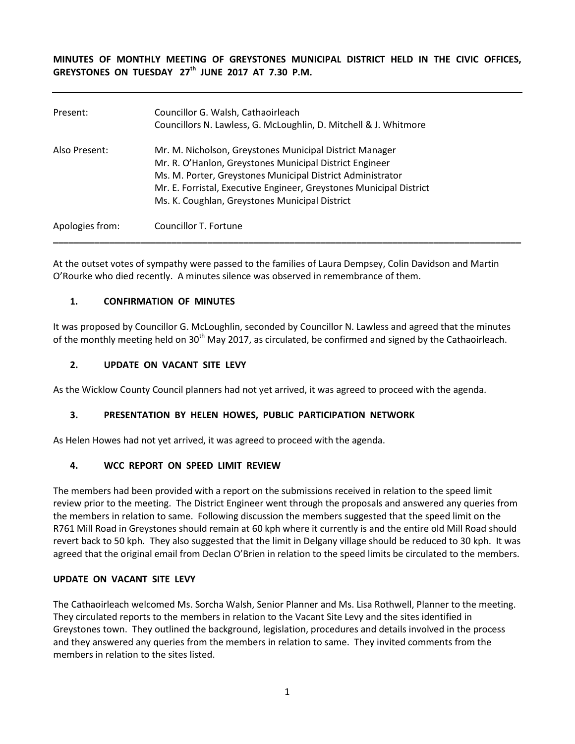**MINUTES OF MONTHLY MEETING OF GREYSTONES MUNICIPAL DISTRICT HELD IN THE CIVIC OFFICES, GREYSTONES ON TUESDAY 27th JUNE 2017 AT 7.30 P.M.**

---

| | |
|---|---|
| Present: | Councillor G. Walsh, Cathaoirleach<br>Councillors N. Lawless, G. McLoughlin, D. Mitchell & J. Whitmore |
| Also Present: | Mr. M. Nicholson, Greystones Municipal District Manager<br>Mr. R. O'Hanlon, Greystones Municipal District Engineer<br>Ms. M. Porter, Greystones Municipal District Administrator<br>Mr. E. Forristal, Executive Engineer, Greystones Municipal District<br>Ms. K. Coughlan, Greystones Municipal District |
| Apologies from: | Councillor T. Fortune |

---

At the outset votes of sympathy were passed to the families of Laura Dempsey, Colin Davidson and Martin O'Rourke who died recently. A minutes silence was observed in remembrance of them.

## 1. CONFIRMATION OF MINUTES

It was proposed by Councillor G. McLoughlin, seconded by Councillor N. Lawless and agreed that the minutes of the monthly meeting held on 30th May 2017, as circulated, be confirmed and signed by the Cathaoirleach.

## 2. UPDATE ON VACANT SITE LEVY

As the Wicklow County Council planners had not yet arrived, it was agreed to proceed with the agenda.

## 3. PRESENTATION BY HELEN HOWES, PUBLIC PARTICIPATION NETWORK

As Helen Howes had not yet arrived, it was agreed to proceed with the agenda.

## 4. WCC REPORT ON SPEED LIMIT REVIEW

The members had been provided with a report on the submissions received in relation to the speed limit review prior to the meeting. The District Engineer went through the proposals and answered any queries from the members in relation to same. Following discussion the members suggested that the speed limit on the R761 Mill Road in Greystones should remain at 60 kph where it currently is and the entire old Mill Road should revert back to 50 kph. They also suggested that the limit in Delgany village should be reduced to 30 kph. It was agreed that the original email from Declan O'Brien in relation to the speed limits be circulated to the members.

## UPDATE ON VACANT SITE LEVY

The Cathaoirleach welcomed Ms. Sorcha Walsh, Senior Planner and Ms. Lisa Rothwell, Planner to the meeting. They circulated reports to the members in relation to the Vacant Site Levy and the sites identified in Greystones town. They outlined the background, legislation, procedures and details involved in the process and they answered any queries from the members in relation to same. They invited comments from the members in relation to the sites listed.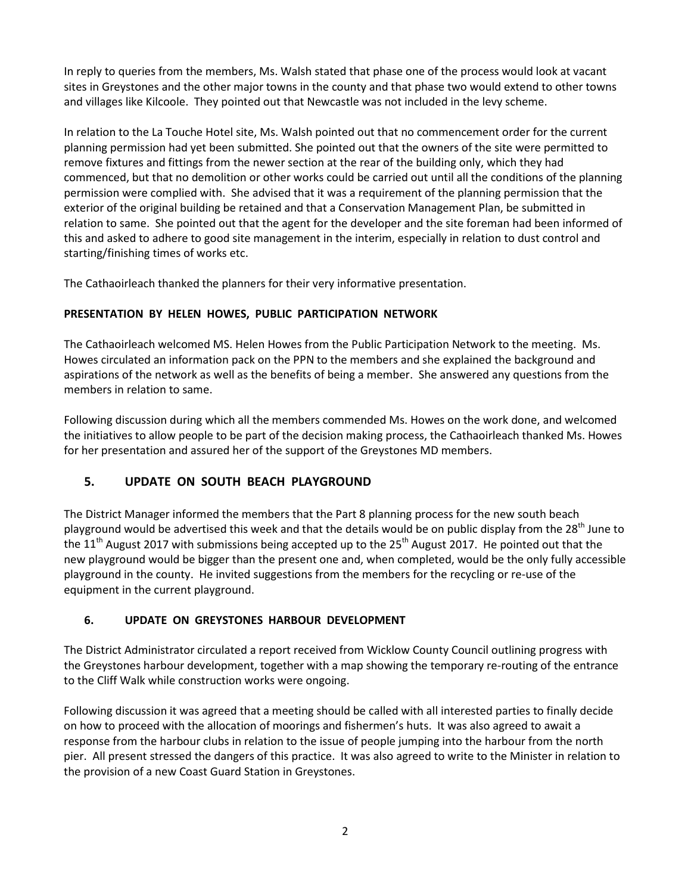In reply to queries from the members, Ms. Walsh stated that phase one of the process would look at vacant sites in Greystones and the other major towns in the county and that phase two would extend to other towns and villages like Kilcoole. They pointed out that Newcastle was not included in the levy scheme.

In relation to the La Touche Hotel site, Ms. Walsh pointed out that no commencement order for the current planning permission had yet been submitted. She pointed out that the owners of the site were permitted to remove fixtures and fittings from the newer section at the rear of the building only, which they had commenced, but that no demolition or other works could be carried out until all the conditions of the planning permission were complied with. She advised that it was a requirement of the planning permission that the exterior of the original building be retained and that a Conservation Management Plan, be submitted in relation to same. She pointed out that the agent for the developer and the site foreman had been informed of this and asked to adhere to good site management in the interim, especially in relation to dust control and starting/finishing times of works etc.

The Cathaoirleach thanked the planners for their very informative presentation.

**PRESENTATION BY HELEN HOWES, PUBLIC PARTICIPATION NETWORK**

The Cathaoirleach welcomed MS. Helen Howes from the Public Participation Network to the meeting. Ms. Howes circulated an information pack on the PPN to the members and she explained the background and aspirations of the network as well as the benefits of being a member. She answered any questions from the members in relation to same.

Following discussion during which all the members commended Ms. Howes on the work done, and welcomed the initiatives to allow people to be part of the decision making process, the Cathaoirleach thanked Ms. Howes for her presentation and assured her of the support of the Greystones MD members.

## 5. UPDATE ON SOUTH BEACH PLAYGROUND

The District Manager informed the members that the Part 8 planning process for the new south beach playground would be advertised this week and that the details would be on public display from the 28th June to the 11th August 2017 with submissions being accepted up to the 25th August 2017. He pointed out that the new playground would be bigger than the present one and, when completed, would be the only fully accessible playground in the county. He invited suggestions from the members for the recycling or re-use of the equipment in the current playground.

## 6. UPDATE ON GREYSTONES HARBOUR DEVELOPMENT

The District Administrator circulated a report received from Wicklow County Council outlining progress with the Greystones harbour development, together with a map showing the temporary re-routing of the entrance to the Cliff Walk while construction works were ongoing.

Following discussion it was agreed that a meeting should be called with all interested parties to finally decide on how to proceed with the allocation of moorings and fishermen's huts. It was also agreed to await a response from the harbour clubs in relation to the issue of people jumping into the harbour from the north pier. All present stressed the dangers of this practice. It was also agreed to write to the Minister in relation to the provision of a new Coast Guard Station in Greystones.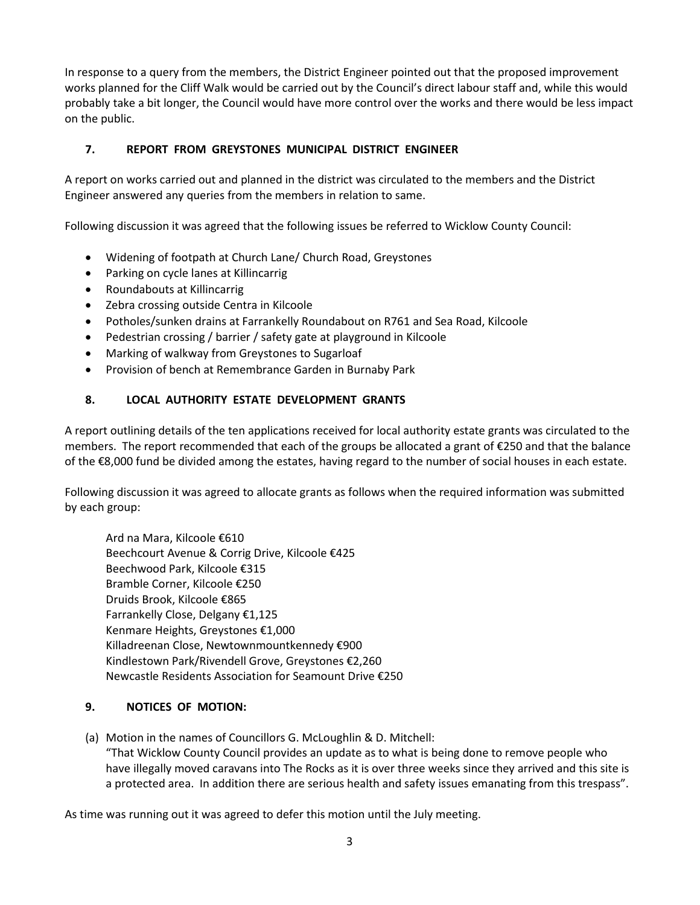In response to a query from the members, the District Engineer pointed out that the proposed improvement works planned for the Cliff Walk would be carried out by the Council's direct labour staff and, while this would probably take a bit longer, the Council would have more control over the works and there would be less impact on the public.

## 7. REPORT FROM GREYSTONES MUNICIPAL DISTRICT ENGINEER

A report on works carried out and planned in the district was circulated to the members and the District Engineer answered any queries from the members in relation to same.

Following discussion it was agreed that the following issues be referred to Wicklow County Council:

- Widening of footpath at Church Lane/ Church Road, Greystones
- Parking on cycle lanes at Killincarrig
- Roundabouts at Killincarrig
- Zebra crossing outside Centra in Kilcoole
- Potholes/sunken drains at Farrankelly Roundabout on R761 and Sea Road, Kilcoole
- Pedestrian crossing / barrier / safety gate at playground in Kilcoole
- Marking of walkway from Greystones to Sugarloaf
- Provision of bench at Remembrance Garden in Burnaby Park

## 8. LOCAL AUTHORITY ESTATE DEVELOPMENT GRANTS

A report outlining details of the ten applications received for local authority estate grants was circulated to the members. The report recommended that each of the groups be allocated a grant of €250 and that the balance of the €8,000 fund be divided among the estates, having regard to the number of social houses in each estate.

Following discussion it was agreed to allocate grants as follows when the required information was submitted by each group:

Ard na Mara, Kilcoole €610
Beechcourt Avenue & Corrig Drive, Kilcoole €425
Beechwood Park, Kilcoole €315
Bramble Corner, Kilcoole €250
Druids Brook, Kilcoole €865
Farrankelly Close, Delgany €1,125
Kenmare Heights, Greystones €1,000
Killadreenan Close, Newtownmountkennedy €900
Kindlestown Park/Rivendell Grove, Greystones €2,260
Newcastle Residents Association for Seamount Drive €250

## 9. NOTICES OF MOTION:

(a) Motion in the names of Councillors G. McLoughlin & D. Mitchell:
"That Wicklow County Council provides an update as to what is being done to remove people who have illegally moved caravans into The Rocks as it is over three weeks since they arrived and this site is a protected area. In addition there are serious health and safety issues emanating from this trespass".

As time was running out it was agreed to defer this motion until the July meeting.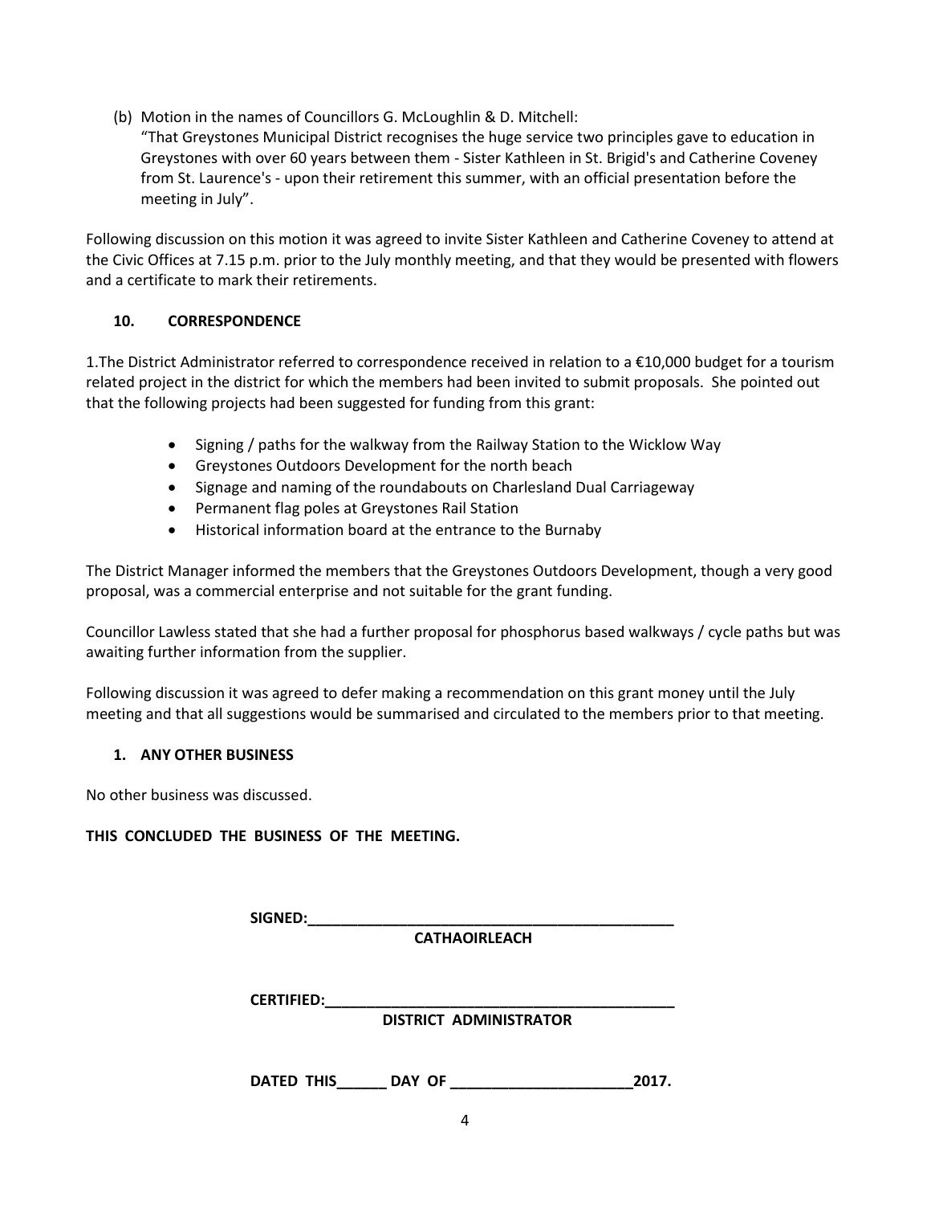(b) Motion in the names of Councillors G. McLoughlin & D. Mitchell:
"That Greystones Municipal District recognises the huge service two principles gave to education in Greystones with over 60 years between them - Sister Kathleen in St. Brigid's and Catherine Coveney from St. Laurence's - upon their retirement this summer, with an official presentation before the meeting in July".

Following discussion on this motion it was agreed to invite Sister Kathleen and Catherine Coveney to attend at the Civic Offices at 7.15 p.m. prior to the July monthly meeting, and that they would be presented with flowers and a certificate to mark their retirements.

## 10. CORRESPONDENCE

1.The District Administrator referred to correspondence received in relation to a €10,000 budget for a tourism related project in the district for which the members had been invited to submit proposals. She pointed out that the following projects had been suggested for funding from this grant:

- Signing / paths for the walkway from the Railway Station to the Wicklow Way
- Greystones Outdoors Development for the north beach
- Signage and naming of the roundabouts on Charlesland Dual Carriageway
- Permanent flag poles at Greystones Rail Station
- Historical information board at the entrance to the Burnaby

The District Manager informed the members that the Greystones Outdoors Development, though a very good proposal, was a commercial enterprise and not suitable for the grant funding.

Councillor Lawless stated that she had a further proposal for phosphorus based walkways / cycle paths but was awaiting further information from the supplier.

Following discussion it was agreed to defer making a recommendation on this grant money until the July meeting and that all suggestions would be summarised and circulated to the members prior to that meeting.

## 1. ANY OTHER BUSINESS

No other business was discussed.

**THIS CONCLUDED THE BUSINESS OF THE MEETING.**

**SIGNED:**_____________________________________________
**CATHAOIRLEACH**

**CERTIFIED:**__________________________________________
**DISTRICT ADMINISTRATOR**

**DATED THIS______ DAY OF _____________________2017.**